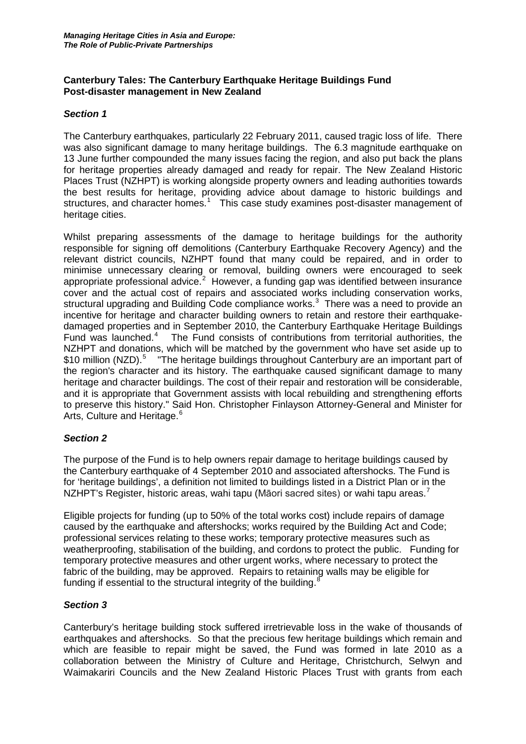**Canterbury Tales: The Canterbury Earthquake Heritage Buildings Fund**
**Post-disaster management in New Zealand**

## *Section 1*

The Canterbury earthquakes, particularly 22 February 2011, caused tragic loss of life. There was also significant damage to many heritage buildings. The 6.3 magnitude earthquake on 13 June further compounded the many issues facing the region, and also put back the plans for heritage properties already damaged and ready for repair. The New Zealand Historic Places Trust (NZHPT) is working alongside property owners and leading authorities towards the best results for heritage, providing advice about damage to historic buildings and structures, and character homes.[1] This case study examines post-disaster management of heritage cities.

Whilst preparing assessments of the damage to heritage buildings for the authority responsible for signing off demolitions (Canterbury Earthquake Recovery Agency) and the relevant district councils, NZHPT found that many could be repaired, and in order to minimise unnecessary clearing or removal, building owners were encouraged to seek appropriate professional advice.[2] However, a funding gap was identified between insurance cover and the actual cost of repairs and associated works including conservation works, structural upgrading and Building Code compliance works.[3] There was a need to provide an incentive for heritage and character building owners to retain and restore their earthquake-damaged properties and in September 2010, the Canterbury Earthquake Heritage Buildings Fund was launched.[4] The Fund consists of contributions from territorial authorities, the NZHPT and donations, which will be matched by the government who have set aside up to $10 million (NZD).[5] "The heritage buildings throughout Canterbury are an important part of the region's character and its history. The earthquake caused significant damage to many heritage and character buildings. The cost of their repair and restoration will be considerable, and it is appropriate that Government assists with local rebuilding and strengthening efforts to preserve this history." Said Hon. Christopher Finlayson Attorney-General and Minister for Arts, Culture and Heritage.[6]

## *Section 2*

The purpose of the Fund is to help owners repair damage to heritage buildings caused by the Canterbury earthquake of 4 September 2010 and associated aftershocks. The Fund is for 'heritage buildings', a definition not limited to buildings listed in a District Plan or in the NZHPT's Register, historic areas, wahi tapu (Māori sacred sites) or wahi tapu areas.[7]

Eligible projects for funding (up to 50% of the total works cost) include repairs of damage caused by the earthquake and aftershocks; works required by the Building Act and Code; professional services relating to these works; temporary protective measures such as weatherproofing, stabilisation of the building, and cordons to protect the public. Funding for temporary protective measures and other urgent works, where necessary to protect the fabric of the building, may be approved. Repairs to retaining walls may be eligible for funding if essential to the structural integrity of the building.[8]

## *Section 3*

Canterbury's heritage building stock suffered irretrievable loss in the wake of thousands of earthquakes and aftershocks. So that the precious few heritage buildings which remain and which are feasible to repair might be saved, the Fund was formed in late 2010 as a collaboration between the Ministry of Culture and Heritage, Christchurch, Selwyn and Waimakariri Councils and the New Zealand Historic Places Trust with grants from each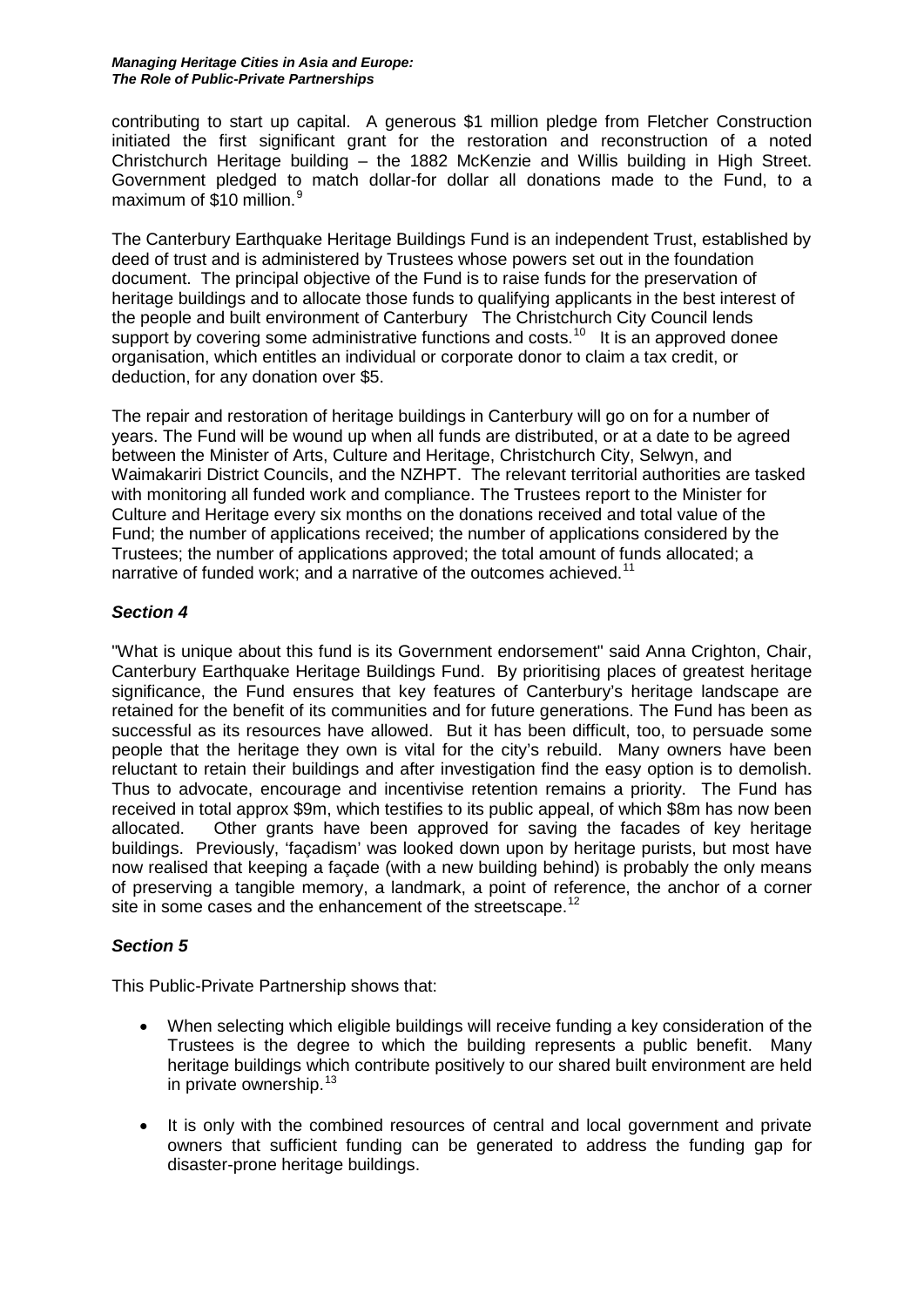contributing to start up capital. A generous $1 million pledge from Fletcher Construction initiated the first significant grant for the restoration and reconstruction of a noted Christchurch Heritage building – the 1882 McKenzie and Willis building in High Street. Government pledged to match dollar-for dollar all donations made to the Fund, to a maximum of $10 million.[9]

The Canterbury Earthquake Heritage Buildings Fund is an independent Trust, established by deed of trust and is administered by Trustees whose powers set out in the foundation document. The principal objective of the Fund is to raise funds for the preservation of heritage buildings and to allocate those funds to qualifying applicants in the best interest of the people and built environment of Canterbury The Christchurch City Council lends support by covering some administrative functions and costs.[10] It is an approved donee organisation, which entitles an individual or corporate donor to claim a tax credit, or deduction, for any donation over $5.

The repair and restoration of heritage buildings in Canterbury will go on for a number of years. The Fund will be wound up when all funds are distributed, or at a date to be agreed between the Minister of Arts, Culture and Heritage, Christchurch City, Selwyn, and Waimakariri District Councils, and the NZHPT. The relevant territorial authorities are tasked with monitoring all funded work and compliance. The Trustees report to the Minister for Culture and Heritage every six months on the donations received and total value of the Fund; the number of applications received; the number of applications considered by the Trustees; the number of applications approved; the total amount of funds allocated; a narrative of funded work; and a narrative of the outcomes achieved.[11]

### *Section 4*

"What is unique about this fund is its Government endorsement" said Anna Crighton, Chair, Canterbury Earthquake Heritage Buildings Fund. By prioritising places of greatest heritage significance, the Fund ensures that key features of Canterbury's heritage landscape are retained for the benefit of its communities and for future generations. The Fund has been as successful as its resources have allowed. But it has been difficult, too, to persuade some people that the heritage they own is vital for the city's rebuild. Many owners have been reluctant to retain their buildings and after investigation find the easy option is to demolish. Thus to advocate, encourage and incentivise retention remains a priority. The Fund has received in total approx $9m, which testifies to its public appeal, of which $8m has now been allocated. Other grants have been approved for saving the facades of key heritage buildings. Previously, 'façadism' was looked down upon by heritage purists, but most have now realised that keeping a façade (with a new building behind) is probably the only means of preserving a tangible memory, a landmark, a point of reference, the anchor of a corner site in some cases and the enhancement of the streetscape.[12]

### *Section 5*

This Public-Private Partnership shows that:

- When selecting which eligible buildings will receive funding a key consideration of the Trustees is the degree to which the building represents a public benefit. Many heritage buildings which contribute positively to our shared built environment are held in private ownership.[13]

- It is only with the combined resources of central and local government and private owners that sufficient funding can be generated to address the funding gap for disaster-prone heritage buildings.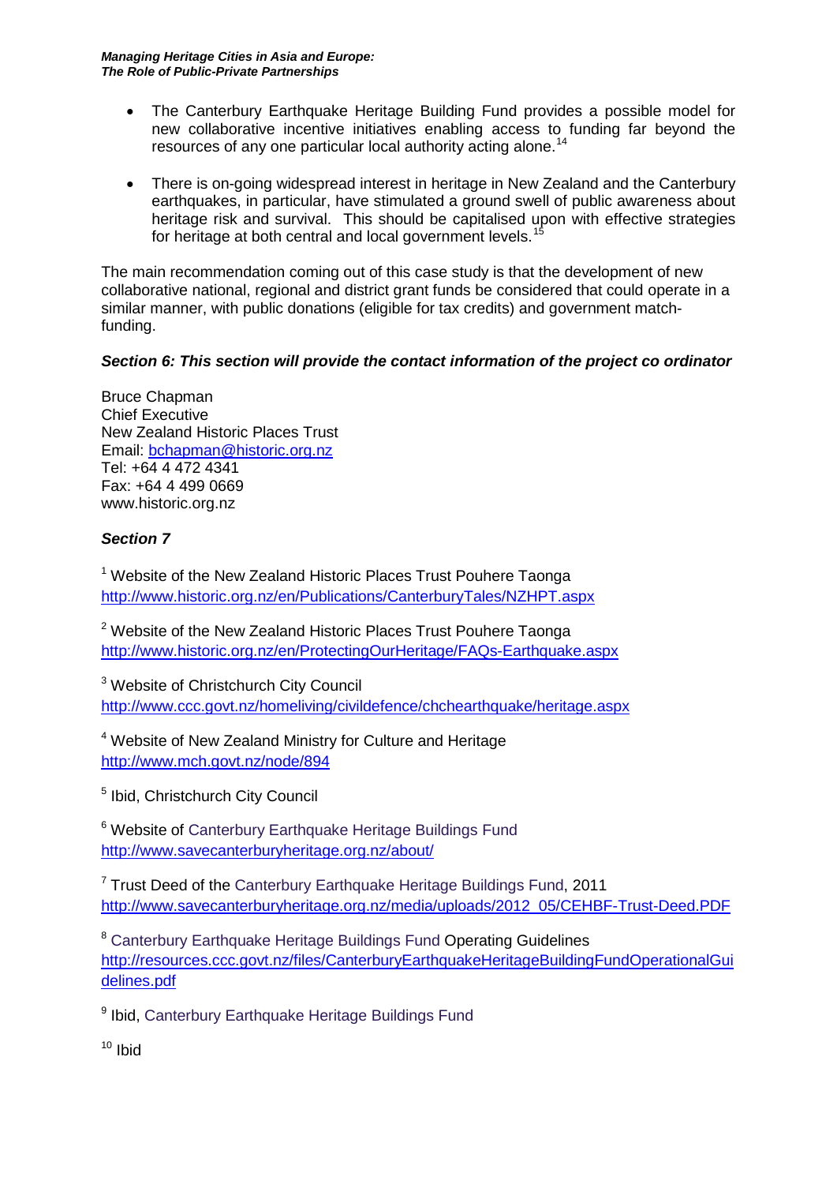- The Canterbury Earthquake Heritage Building Fund provides a possible model for new collaborative incentive initiatives enabling access to funding far beyond the resources of any one particular local authority acting alone.[14]

- There is on-going widespread interest in heritage in New Zealand and the Canterbury earthquakes, in particular, have stimulated a ground swell of public awareness about heritage risk and survival. This should be capitalised upon with effective strategies for heritage at both central and local government levels.[15]

The main recommendation coming out of this case study is that the development of new collaborative national, regional and district grant funds be considered that could operate in a similar manner, with public donations (eligible for tax credits) and government match-funding.

***Section 6: This section will provide the contact information of the project co ordinator***

Bruce Chapman
Chief Executive
New Zealand Historic Places Trust
Email: bchapman@historic.org.nz
Tel: +64 4 472 4341
Fax: +64 4 499 0669
www.historic.org.nz

***Section 7***

[1] Website of the New Zealand Historic Places Trust Pouhere Taonga
http://www.historic.org.nz/en/Publications/CanterburyTales/NZHPT.aspx

[2] Website of the New Zealand Historic Places Trust Pouhere Taonga
http://www.historic.org.nz/en/ProtectingOurHeritage/FAQs-Earthquake.aspx

[3] Website of Christchurch City Council
http://www.ccc.govt.nz/homeliving/civildefence/chchearthquake/heritage.aspx

[4] Website of New Zealand Ministry for Culture and Heritage
http://www.mch.govt.nz/node/894

[5] Ibid, Christchurch City Council

[6] Website of Canterbury Earthquake Heritage Buildings Fund
http://www.savecanterburyheritage.org.nz/about/

[7] Trust Deed of the Canterbury Earthquake Heritage Buildings Fund, 2011
http://www.savecanterburyheritage.org.nz/media/uploads/2012_05/CEHBF-Trust-Deed.PDF

[8] Canterbury Earthquake Heritage Buildings Fund Operating Guidelines
http://resources.ccc.govt.nz/files/CanterburyEarthquakeHeritageBuildingFundOperationalGuidelines.pdf

[9] Ibid, Canterbury Earthquake Heritage Buildings Fund

[10] Ibid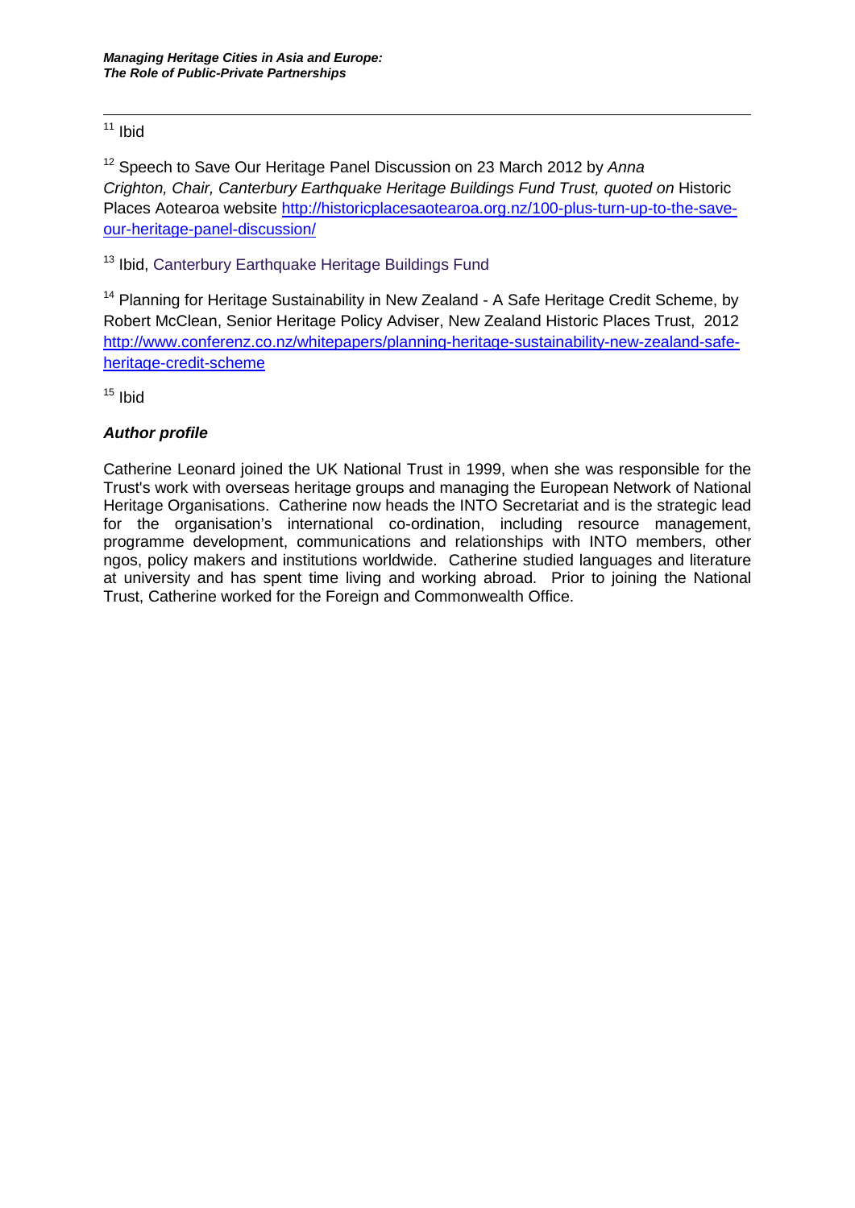[11] Ibid

[12] Speech to Save Our Heritage Panel Discussion on 23 March 2012 by *Anna Crighton, Chair, Canterbury Earthquake Heritage Buildings Fund Trust, quoted on* Historic Places Aotearoa website http://historicplacesaotearoa.org.nz/100-plus-turn-up-to-the-save-our-heritage-panel-discussion/

[13] Ibid, Canterbury Earthquake Heritage Buildings Fund

[14] Planning for Heritage Sustainability in New Zealand - A Safe Heritage Credit Scheme, by Robert McClean, Senior Heritage Policy Adviser, New Zealand Historic Places Trust, 2012 http://www.conferenz.co.nz/whitepapers/planning-heritage-sustainability-new-zealand-safe-heritage-credit-scheme

[15] Ibid

***Author profile***

Catherine Leonard joined the UK National Trust in 1999, when she was responsible for the Trust's work with overseas heritage groups and managing the European Network of National Heritage Organisations. Catherine now heads the INTO Secretariat and is the strategic lead for the organisation's international co-ordination, including resource management, programme development, communications and relationships with INTO members, other ngos, policy makers and institutions worldwide. Catherine studied languages and literature at university and has spent time living and working abroad. Prior to joining the National Trust, Catherine worked for the Foreign and Commonwealth Office.